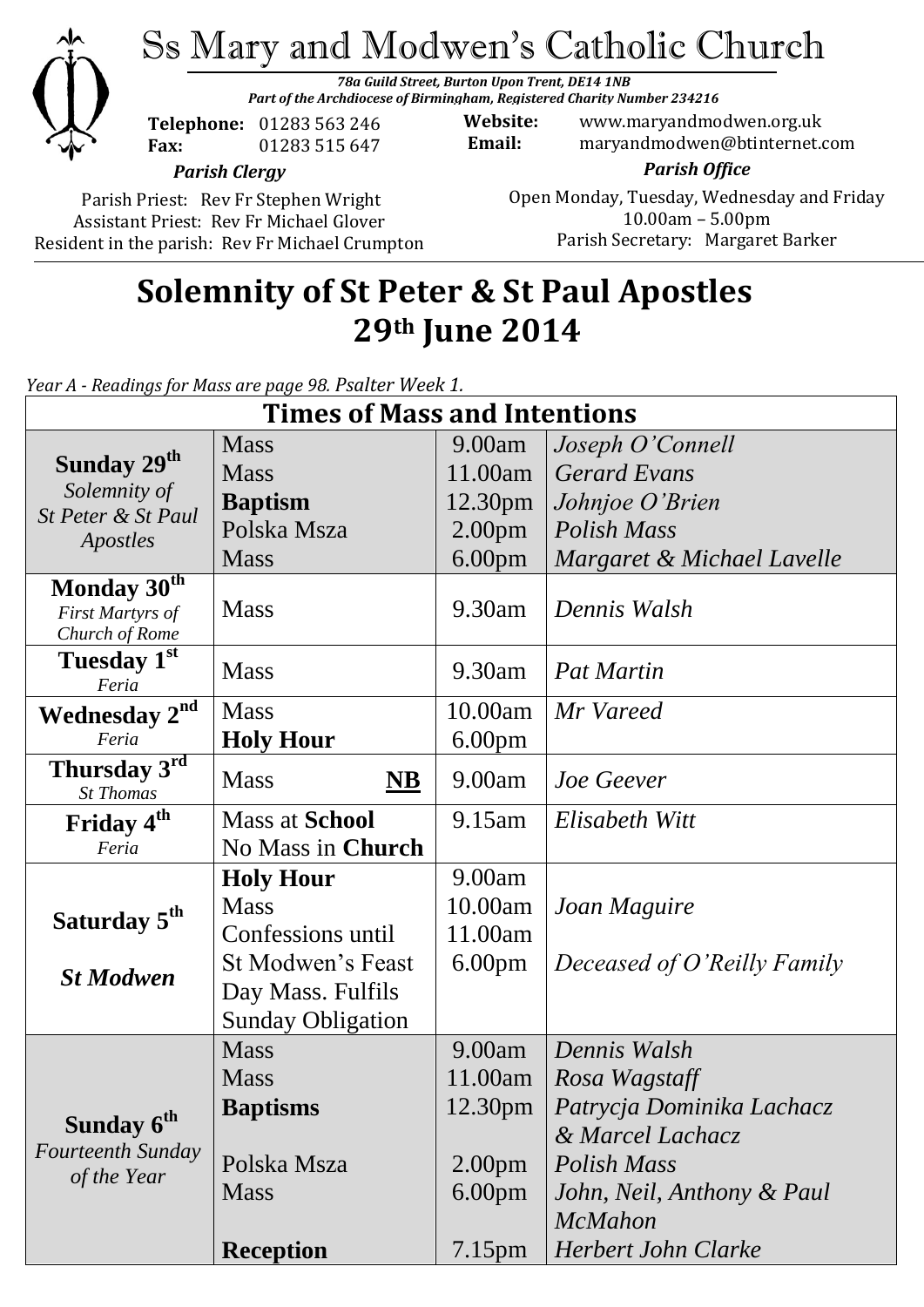# Ss Mary and Modwen's Catholic Church

***78a Guild Street, Burton Upon Trent, DE14 1NB***
***Part of the Archdiocese of Birmingham, Registered Charity Number 234216***

**Telephone:** 01283 563 246
**Fax:** 01283 515 647

**Website:** www.maryandmodwen.org.uk
**Email:** maryandmodwen@btinternet.com

***Parish Clergy***

Parish Priest: Rev Fr Stephen Wright
Assistant Priest: Rev Fr Michael Glover
Resident in the parish: Rev Fr Michael Crumpton

***Parish Office***

Open Monday, Tuesday, Wednesday and Friday
10.00am – 5.00pm
Parish Secretary: Margaret Barker

## Solemnity of St Peter & St Paul Apostles 29th June 2014

*Year A - Readings for Mass are page 98. Psalter Week 1.*

| Times of Mass and Intentions | | | |
|---|---|---|---|
| **Sunday 29th** *Solemnity of St Peter & St Paul Apostles* | Mass | 9.00am | *Joseph O'Connell* |
| | Mass | 11.00am | *Gerard Evans* |
| | **Baptism** | 12.30pm | *Johnjoe O'Brien* |
| | Polska Msza | 2.00pm | *Polish Mass* |
| | Mass | 6.00pm | *Margaret & Michael Lavelle* |
| **Monday 30th** *First Martyrs of Church of Rome* | Mass | 9.30am | *Dennis Walsh* |
| **Tuesday 1st** *Feria* | Mass | 9.30am | *Pat Martin* |
| **Wednesday 2nd** *Feria* | Mass | 10.00am | *Mr Vareed* |
| | **Holy Hour** | 6.00pm | |
| **Thursday 3rd** *St Thomas* | Mass **NB** | 9.00am | *Joe Geever* |
| **Friday 4th** *Feria* | Mass at **School** | 9.15am | *Elisabeth Witt* |
| | No Mass in **Church** | | |
| **Saturday 5th** *St Modwen* | **Holy Hour** | 9.00am | |
| | Mass | 10.00am | *Joan Maguire* |
| | Confessions until | 11.00am | |
| | St Modwen's Feast Day Mass. Fulfils Sunday Obligation | 6.00pm | *Deceased of O'Reilly Family* |
| **Sunday 6th** *Fourteenth Sunday of the Year* | Mass | 9.00am | *Dennis Walsh* |
| | Mass | 11.00am | *Rosa Wagstaff* |
| | **Baptisms** | 12.30pm | *Patrycja Dominika Lachacz & Marcel Lachacz* |
| | Polska Msza | 2.00pm | *Polish Mass* |
| | Mass | 6.00pm | *John, Neil, Anthony & Paul McMahon* |
| | **Reception** | 7.15pm | *Herbert John Clarke* |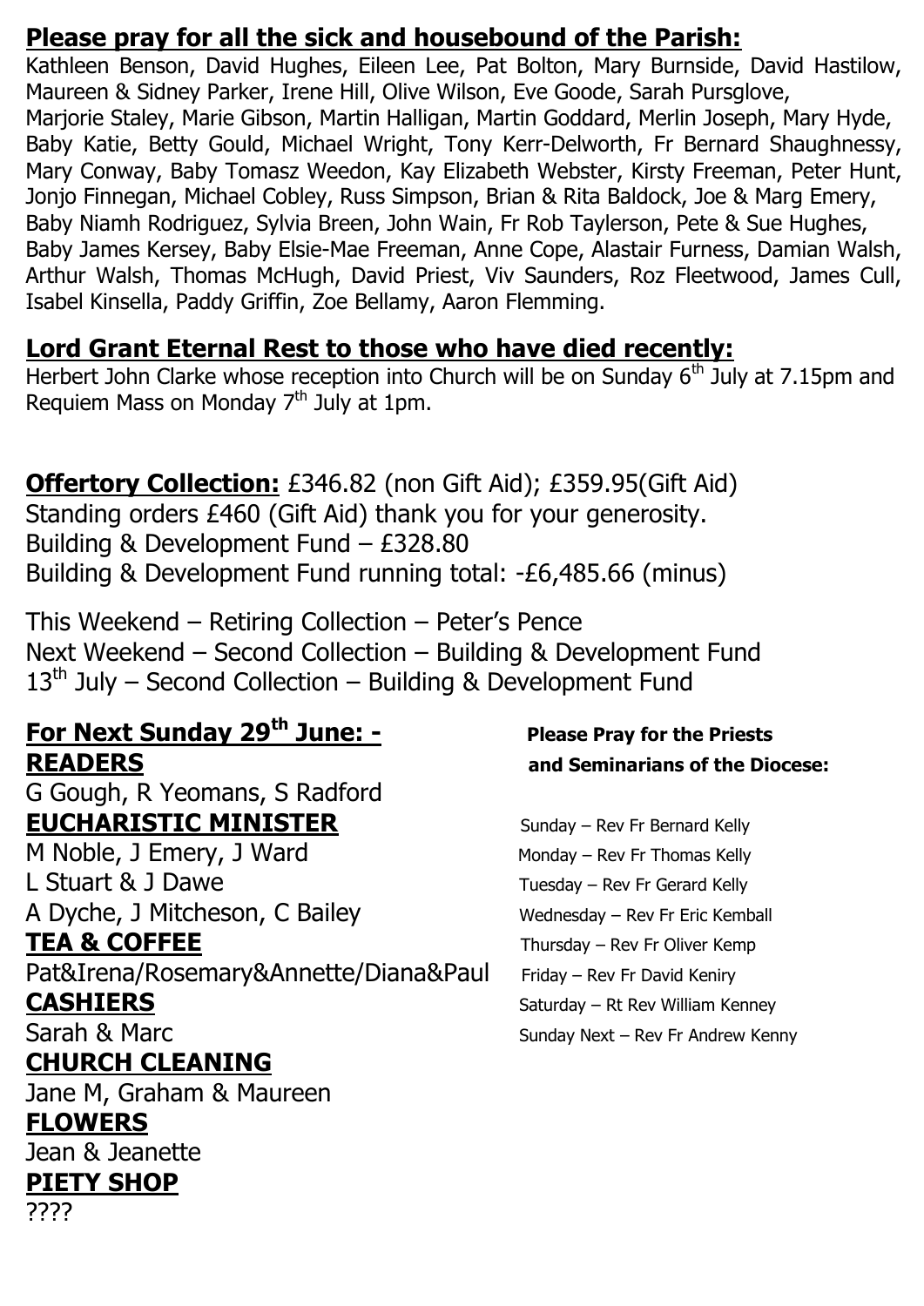## Please pray for all the sick and housebound of the Parish:

Kathleen Benson, David Hughes, Eileen Lee, Pat Bolton, Mary Burnside, David Hastilow, Maureen & Sidney Parker, Irene Hill, Olive Wilson, Eve Goode, Sarah Pursglove, Marjorie Staley, Marie Gibson, Martin Halligan, Martin Goddard, Merlin Joseph, Mary Hyde, Baby Katie, Betty Gould, Michael Wright, Tony Kerr-Delworth, Fr Bernard Shaughnessy, Mary Conway, Baby Tomasz Weedon, Kay Elizabeth Webster, Kirsty Freeman, Peter Hunt, Jonjo Finnegan, Michael Cobley, Russ Simpson, Brian & Rita Baldock, Joe & Marg Emery, Baby Niamh Rodriguez, Sylvia Breen, John Wain, Fr Rob Taylerson, Pete & Sue Hughes, Baby James Kersey, Baby Elsie-Mae Freeman, Anne Cope, Alastair Furness, Damian Walsh, Arthur Walsh, Thomas McHugh, David Priest, Viv Saunders, Roz Fleetwood, James Cull, Isabel Kinsella, Paddy Griffin, Zoe Bellamy, Aaron Flemming.

## Lord Grant Eternal Rest to those who have died recently:

Herbert John Clarke whose reception into Church will be on Sunday 6th July at 7.15pm and Requiem Mass on Monday 7th July at 1pm.

**Offertory Collection:** £346.82 (non Gift Aid); £359.95(Gift Aid)
Standing orders £460 (Gift Aid) thank you for your generosity.
Building & Development Fund – £328.80
Building & Development Fund running total: -£6,485.66 (minus)

This Weekend – Retiring Collection – Peter's Pence
Next Weekend – Second Collection – Building & Development Fund
13th July – Second Collection – Building & Development Fund

## For Next Sunday 29th June: -

**READERS**
G Gough, R Yeomans, S Radford

**EUCHARISTIC MINISTER**
M Noble, J Emery, J Ward
L Stuart & J Dawe
A Dyche, J Mitcheson, C Bailey

**TEA & COFFEE**
Pat&Irena/Rosemary&Annette/Diana&Paul

**CASHIERS**
Sarah & Marc

**CHURCH CLEANING**
Jane M, Graham & Maureen

**FLOWERS**
Jean & Jeanette

**PIETY SHOP**
????

**Please Pray for the Priests and Seminarians of the Diocese:**

Sunday – Rev Fr Bernard Kelly
Monday – Rev Fr Thomas Kelly
Tuesday – Rev Fr Gerard Kelly
Wednesday – Rev Fr Eric Kemball
Thursday – Rev Fr Oliver Kemp
Friday – Rev Fr David Keniry
Saturday – Rt Rev William Kenney
Sunday Next – Rev Fr Andrew Kenny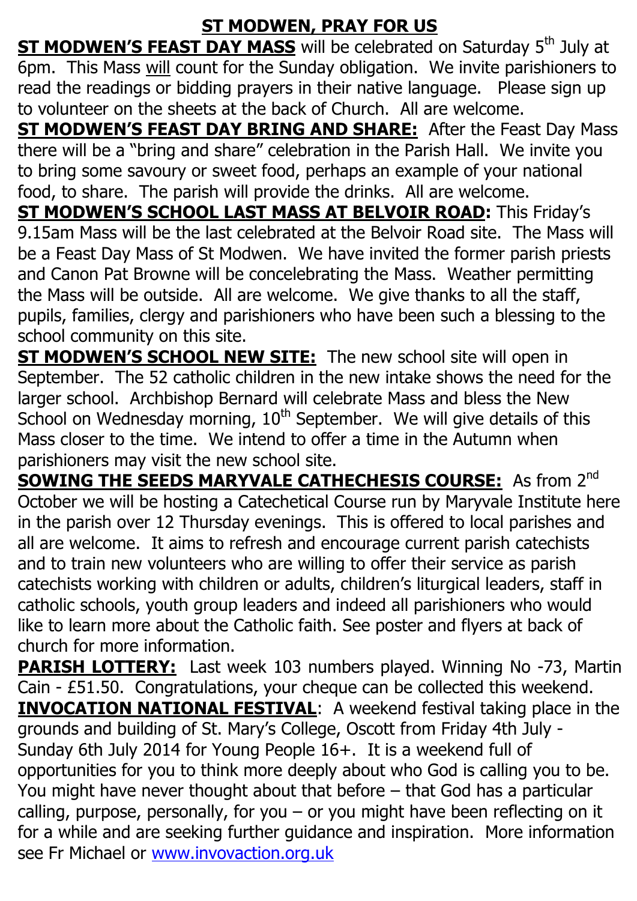# ST MODWEN, PRAY FOR US

**ST MODWEN'S FEAST DAY MASS** will be celebrated on Saturday 5th July at 6pm. This Mass will count for the Sunday obligation. We invite parishioners to read the readings or bidding prayers in their native language. Please sign up to volunteer on the sheets at the back of Church. All are welcome.

**ST MODWEN'S FEAST DAY BRING AND SHARE:** After the Feast Day Mass there will be a "bring and share" celebration in the Parish Hall. We invite you to bring some savoury or sweet food, perhaps an example of your national food, to share. The parish will provide the drinks. All are welcome.

**ST MODWEN'S SCHOOL LAST MASS AT BELVOIR ROAD:** This Friday's 9.15am Mass will be the last celebrated at the Belvoir Road site. The Mass will be a Feast Day Mass of St Modwen. We have invited the former parish priests and Canon Pat Browne will be concelebrating the Mass. Weather permitting the Mass will be outside. All are welcome. We give thanks to all the staff, pupils, families, clergy and parishioners who have been such a blessing to the school community on this site.

**ST MODWEN'S SCHOOL NEW SITE:** The new school site will open in September. The 52 catholic children in the new intake shows the need for the larger school. Archbishop Bernard will celebrate Mass and bless the New School on Wednesday morning, 10th September. We will give details of this Mass closer to the time. We intend to offer a time in the Autumn when parishioners may visit the new school site.

**SOWING THE SEEDS MARYVALE CATHECHESIS COURSE:** As from 2nd October we will be hosting a Catechetical Course run by Maryvale Institute here in the parish over 12 Thursday evenings. This is offered to local parishes and all are welcome. It aims to refresh and encourage current parish catechists and to train new volunteers who are willing to offer their service as parish catechists working with children or adults, children's liturgical leaders, staff in catholic schools, youth group leaders and indeed all parishioners who would like to learn more about the Catholic faith. See poster and flyers at back of church for more information.

**PARISH LOTTERY:** Last week 103 numbers played. Winning No -73, Martin Cain - £51.50. Congratulations, your cheque can be collected this weekend.

**INVOCATION NATIONAL FESTIVAL**: A weekend festival taking place in the grounds and building of St. Mary's College, Oscott from Friday 4th July - Sunday 6th July 2014 for Young People 16+. It is a weekend full of opportunities for you to think more deeply about who God is calling you to be. You might have never thought about that before – that God has a particular calling, purpose, personally, for you – or you might have been reflecting on it for a while and are seeking further guidance and inspiration. More information see Fr Michael or www.invovaction.org.uk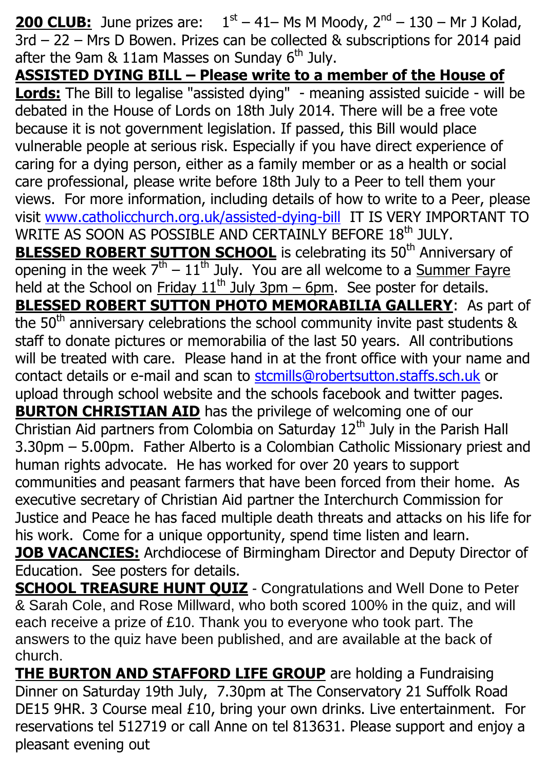**200 CLUB:** June prizes are: 1st – 41– Ms M Moody, 2nd – 130 – Mr J Kolad, 3rd – 22 – Mrs D Bowen. Prizes can be collected & subscriptions for 2014 paid after the 9am & 11am Masses on Sunday 6th July.

**ASSISTED DYING BILL – Please write to a member of the House of Lords:** The Bill to legalise "assisted dying" - meaning assisted suicide - will be debated in the House of Lords on 18th July 2014. There will be a free vote because it is not government legislation. If passed, this Bill would place vulnerable people at serious risk. Especially if you have direct experience of caring for a dying person, either as a family member or as a health or social care professional, please write before 18th July to a Peer to tell them your views. For more information, including details of how to write to a Peer, please visit www.catholicchurch.org.uk/assisted-dying-bill IT IS VERY IMPORTANT TO WRITE AS SOON AS POSSIBLE AND CERTAINLY BEFORE 18th JULY.

**BLESSED ROBERT SUTTON SCHOOL** is celebrating its 50th Anniversary of opening in the week 7th – 11th July. You are all welcome to a Summer Fayre held at the School on Friday 11th July 3pm – 6pm. See poster for details.

**BLESSED ROBERT SUTTON PHOTO MEMORABILIA GALLERY**: As part of the 50th anniversary celebrations the school community invite past students & staff to donate pictures or memorabilia of the last 50 years. All contributions will be treated with care. Please hand in at the front office with your name and contact details or e-mail and scan to stcmills@robertsutton.staffs.sch.uk or upload through school website and the schools facebook and twitter pages.

**BURTON CHRISTIAN AID** has the privilege of welcoming one of our Christian Aid partners from Colombia on Saturday 12th July in the Parish Hall 3.30pm – 5.00pm. Father Alberto is a Colombian Catholic Missionary priest and human rights advocate. He has worked for over 20 years to support communities and peasant farmers that have been forced from their home. As executive secretary of Christian Aid partner the Interchurch Commission for Justice and Peace he has faced multiple death threats and attacks on his life for his work. Come for a unique opportunity, spend time listen and learn.

**JOB VACANCIES:** Archdiocese of Birmingham Director and Deputy Director of Education. See posters for details.

**SCHOOL TREASURE HUNT QUIZ** - Congratulations and Well Done to Peter & Sarah Cole, and Rose Millward, who both scored 100% in the quiz, and will each receive a prize of £10. Thank you to everyone who took part. The answers to the quiz have been published, and are available at the back of church.

**THE BURTON AND STAFFORD LIFE GROUP** are holding a Fundraising Dinner on Saturday 19th July, 7.30pm at The Conservatory 21 Suffolk Road DE15 9HR. 3 Course meal £10, bring your own drinks. Live entertainment. For reservations tel 512719 or call Anne on tel 813631. Please support and enjoy a pleasant evening out